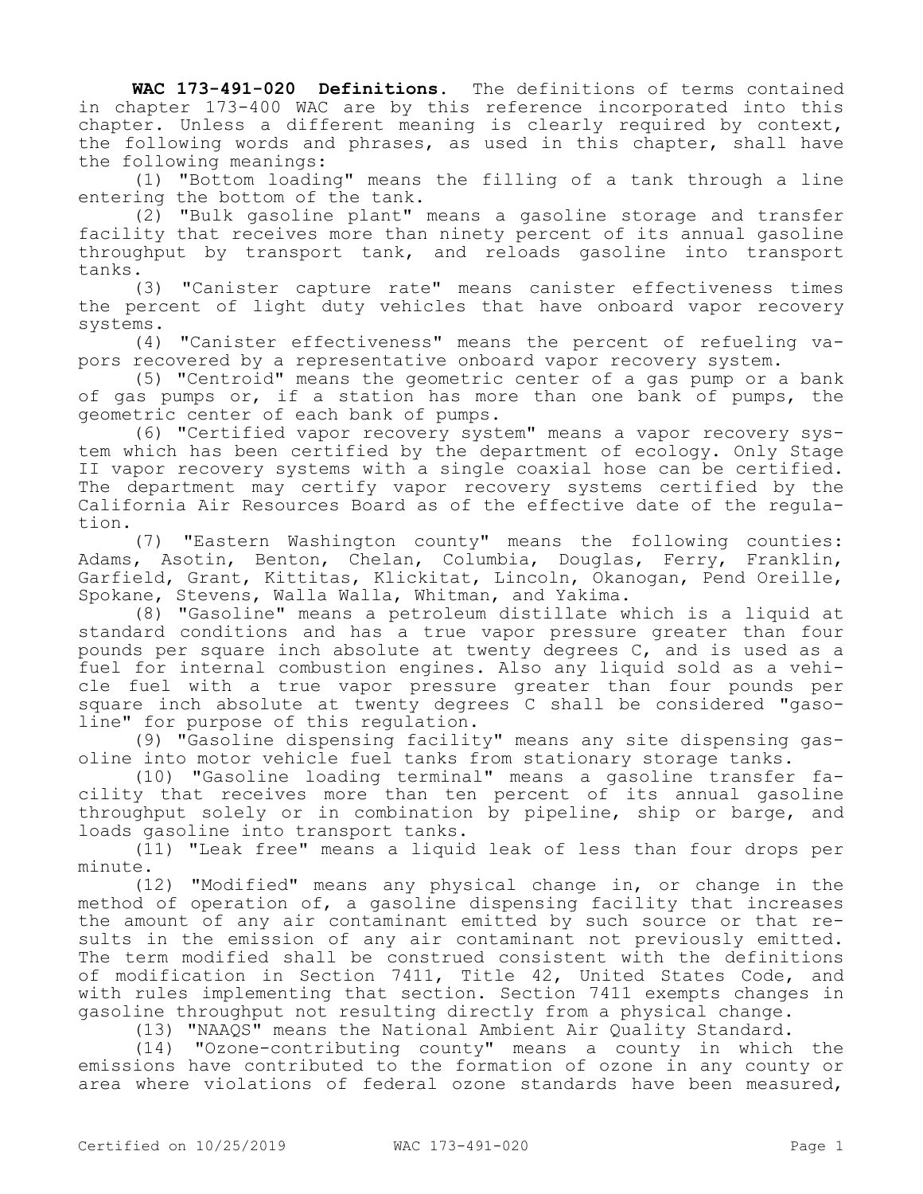**WAC 173-491-020 Definitions.** The definitions of terms contained in chapter 173-400 WAC are by this reference incorporated into this chapter. Unless a different meaning is clearly required by context, the following words and phrases, as used in this chapter, shall have the following meanings:

(1) "Bottom loading" means the filling of a tank through a line entering the bottom of the tank.

(2) "Bulk gasoline plant" means a gasoline storage and transfer facility that receives more than ninety percent of its annual gasoline throughput by transport tank, and reloads gasoline into transport tanks.

(3) "Canister capture rate" means canister effectiveness times the percent of light duty vehicles that have onboard vapor recovery systems.

(4) "Canister effectiveness" means the percent of refueling vapors recovered by a representative onboard vapor recovery system.

(5) "Centroid" means the geometric center of a gas pump or a bank of gas pumps or, if a station has more than one bank of pumps, the geometric center of each bank of pumps.

(6) "Certified vapor recovery system" means a vapor recovery system which has been certified by the department of ecology. Only Stage II vapor recovery systems with a single coaxial hose can be certified. The department may certify vapor recovery systems certified by the California Air Resources Board as of the effective date of the regulation.

(7) "Eastern Washington county" means the following counties: Adams, Asotin, Benton, Chelan, Columbia, Douglas, Ferry, Franklin, Garfield, Grant, Kittitas, Klickitat, Lincoln, Okanogan, Pend Oreille, Spokane, Stevens, Walla Walla, Whitman, and Yakima.

(8) "Gasoline" means a petroleum distillate which is a liquid at standard conditions and has a true vapor pressure greater than four pounds per square inch absolute at twenty degrees C, and is used as a fuel for internal combustion engines. Also any liquid sold as a vehicle fuel with a true vapor pressure greater than four pounds per square inch absolute at twenty degrees C shall be considered "gasoline" for purpose of this regulation.

(9) "Gasoline dispensing facility" means any site dispensing gasoline into motor vehicle fuel tanks from stationary storage tanks.

(10) "Gasoline loading terminal" means a gasoline transfer facility that receives more than ten percent of its annual gasoline throughput solely or in combination by pipeline, ship or barge, and loads gasoline into transport tanks.

(11) "Leak free" means a liquid leak of less than four drops per minute.

(12) "Modified" means any physical change in, or change in the method of operation of, a gasoline dispensing facility that increases the amount of any air contaminant emitted by such source or that results in the emission of any air contaminant not previously emitted. The term modified shall be construed consistent with the definitions of modification in Section 7411, Title 42, United States Code, and with rules implementing that section. Section 7411 exempts changes in gasoline throughput not resulting directly from a physical change.

(13) "NAAQS" means the National Ambient Air Quality Standard.

(14) "Ozone-contributing county" means a county in which the emissions have contributed to the formation of ozone in any county or area where violations of federal ozone standards have been measured,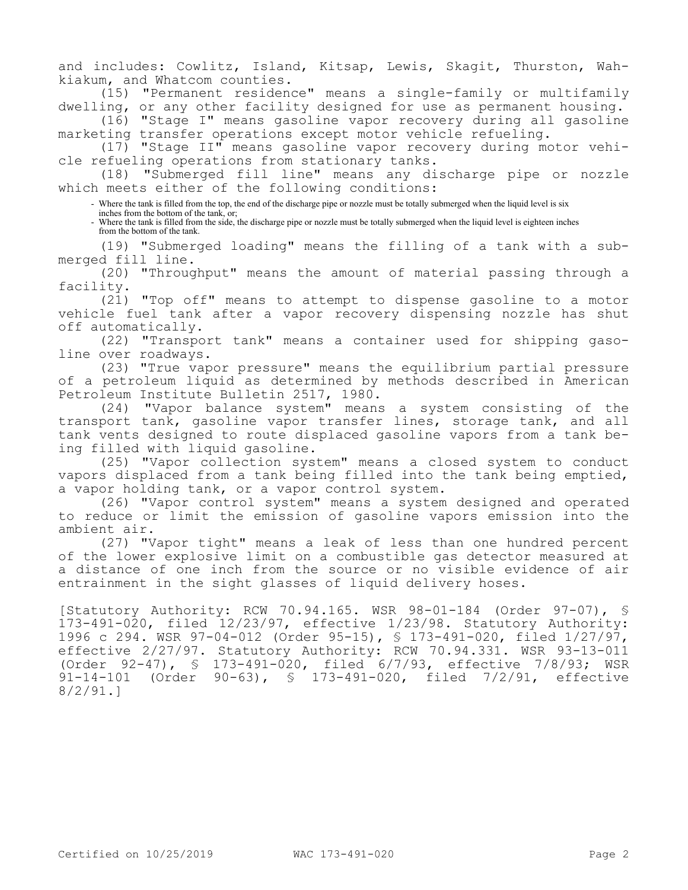and includes: Cowlitz, Island, Kitsap, Lewis, Skagit, Thurston, Wahkiakum, and Whatcom counties.

(15) "Permanent residence" means a single-family or multifamily dwelling, or any other facility designed for use as permanent housing.

(16) "Stage I" means gasoline vapor recovery during all gasoline marketing transfer operations except motor vehicle refueling.

(17) "Stage II" means gasoline vapor recovery during motor vehicle refueling operations from stationary tanks.

(18) "Submerged fill line" means any discharge pipe or nozzle which meets either of the following conditions:

- Where the tank is filled from the top, the end of the discharge pipe or nozzle must be totally submerged when the liquid level is six inches from the bottom of the tank, or;
- Where the tank is filled from the side, the discharge pipe or nozzle must be totally submerged when the liquid level is eighteen inches from the bottom of the tank.

(19) "Submerged loading" means the filling of a tank with a submerged fill line.

(20) "Throughput" means the amount of material passing through a facility.

(21) "Top off" means to attempt to dispense gasoline to a motor vehicle fuel tank after a vapor recovery dispensing nozzle has shut off automatically.

(22) "Transport tank" means a container used for shipping gasoline over roadways.

(23) "True vapor pressure" means the equilibrium partial pressure of a petroleum liquid as determined by methods described in American Petroleum Institute Bulletin 2517, 1980.

(24) "Vapor balance system" means a system consisting of the transport tank, gasoline vapor transfer lines, storage tank, and all tank vents designed to route displaced gasoline vapors from a tank being filled with liquid gasoline.

(25) "Vapor collection system" means a closed system to conduct vapors displaced from a tank being filled into the tank being emptied, a vapor holding tank, or a vapor control system.

(26) "Vapor control system" means a system designed and operated to reduce or limit the emission of gasoline vapors emission into the ambient air.

(27) "Vapor tight" means a leak of less than one hundred percent of the lower explosive limit on a combustible gas detector measured at a distance of one inch from the source or no visible evidence of air entrainment in the sight glasses of liquid delivery hoses.

[Statutory Authority: RCW 70.94.165. WSR 98-01-184 (Order 97-07), § 173-491-020, filed 12/23/97, effective 1/23/98. Statutory Authority: 1996 c 294. WSR 97-04-012 (Order 95-15), § 173-491-020, filed 1/27/97, effective 2/27/97. Statutory Authority: RCW 70.94.331. WSR 93-13-011 (Order 92-47), § 173-491-020, filed 6/7/93, effective 7/8/93; WSR 91-14-101 (Order 90-63), § 173-491-020, filed 7/2/91, effective 8/2/91.]